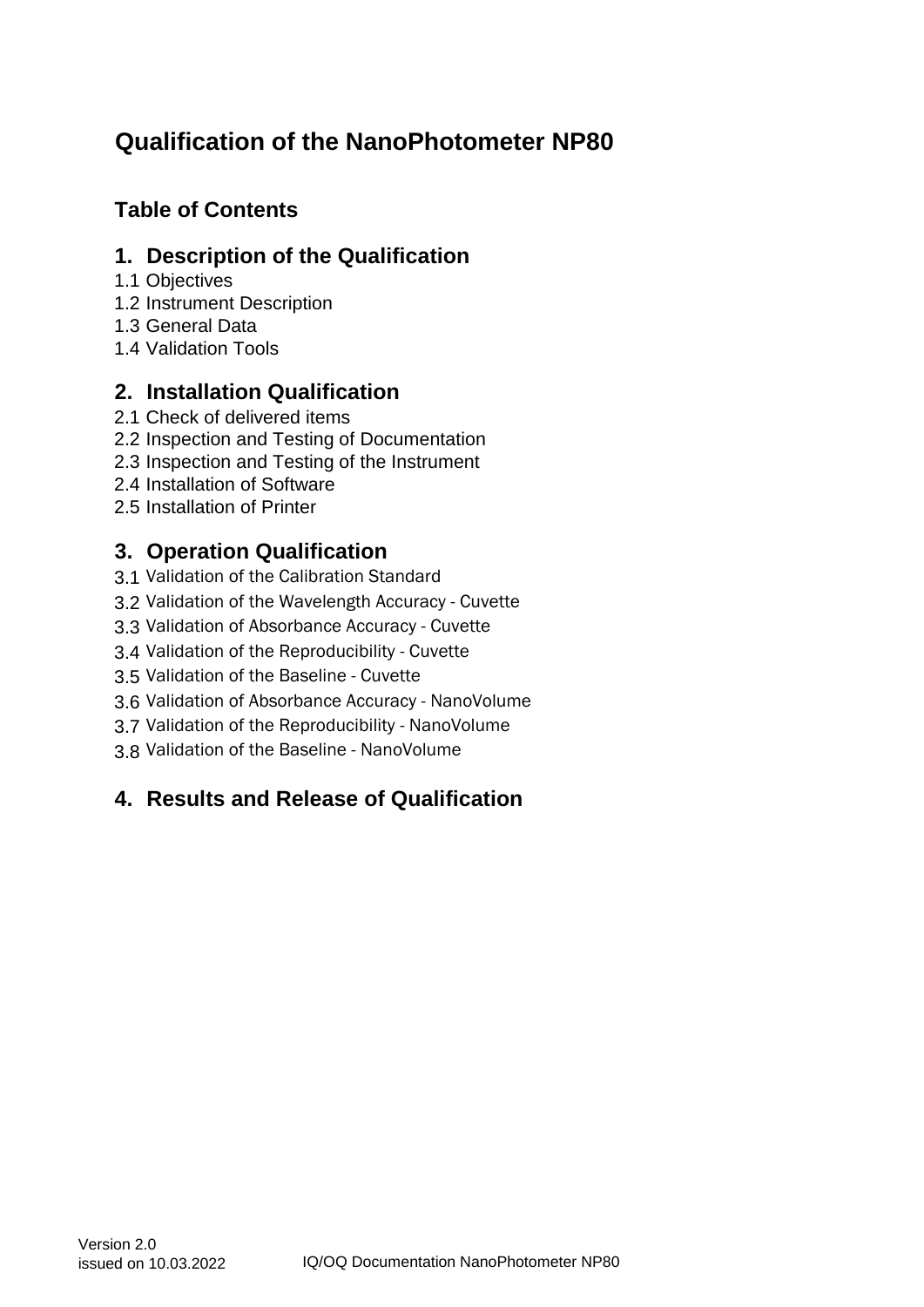# Qualification of the NanoPhotometer NP80

## Table of Contents

## 1. Description of the Qualification

1.1 Objectives
1.2 Instrument Description
1.3 General Data
1.4 Validation Tools

## 2. Installation Qualification

2.1 Check of delivered items
2.2 Inspection and Testing of Documentation
2.3 Inspection and Testing of the Instrument
2.4 Installation of Software
2.5 Installation of Printer

## 3. Operation Qualification

3.1 Validation of the Calibration Standard
3.2 Validation of the Wavelength Accuracy - Cuvette
3.3 Validation of Absorbance Accuracy - Cuvette
3.4 Validation of the Reproducibility - Cuvette
3.5 Validation of the Baseline - Cuvette
3.6 Validation of Absorbance Accuracy - NanoVolume
3.7 Validation of the Reproducibility - NanoVolume
3.8 Validation of the Baseline - NanoVolume

## 4. Results and Release of Qualification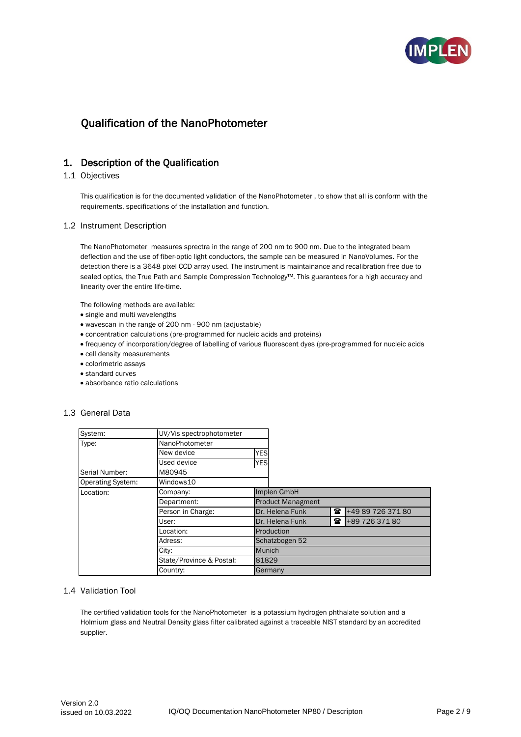## Qualification of the NanoPhotometer

# 1. Description of the Qualification

### 1.1 Objectives

This qualification is for the documented validation of the NanoPhotometer , to show that all is conform with the requirements, specifications of the installation and function.

### 1.2 Instrument Description

The NanoPhotometer measures sprectra in the range of 200 nm to 900 nm. Due to the integrated beam deflection and the use of fiber-optic light conductors, the sample can be measured in NanoVolumes. For the detection there is a 3648 pixel CCD array used. The instrument is maintainance and recalibration free due to sealed optics, the True Path and Sample Compression Technology™. This guarantees for a high accuracy and linearity over the entire life-time.

The following methods are available:

- single and multi wavelengths
- wavescan in the range of 200 nm - 900 nm (adjustable)
- concentration calculations (pre-programmed for nucleic acids and proteins)
- frequency of incorporation/degree of labelling of various fluorescent dyes (pre-programmed for nucleic acids
- cell density measurements
- colorimetric assays
- standard curves
- absorbance ratio calculations

### 1.3 General Data

| System: | UV/Vis spectrophotometer | | | |
|---|---|---|---|---|
| Type: | NanoPhotometer | | | |
| | New device | YES | | |
| | Used device | YES | | |
| Serial Number: | M80945 | | | |
| Operating System: | Windows10 | | | |
| Location: | Company: | Implen GmbH | | |
| | Department: | Product Managment | | |
| | Person in Charge: | Dr. Helena Funk | ☎ | +49 89 726 371 80 |
| | User: | Dr. Helena Funk | ☎ | +89 726 371 80 |
| | Location: | Production | | |
| | Adress: | Schatzbogen 52 | | |
| | City: | Munich | | |
| | State/Province & Postal: | 81829 | | |
| | Country: | Germany | | |

### 1.4 Validation Tool

The certified validation tools for the NanoPhotometer is a potassium hydrogen phthalate solution and a Holmium glass and Neutral Density glass filter calibrated against a traceable NIST standard by an accredited supplier.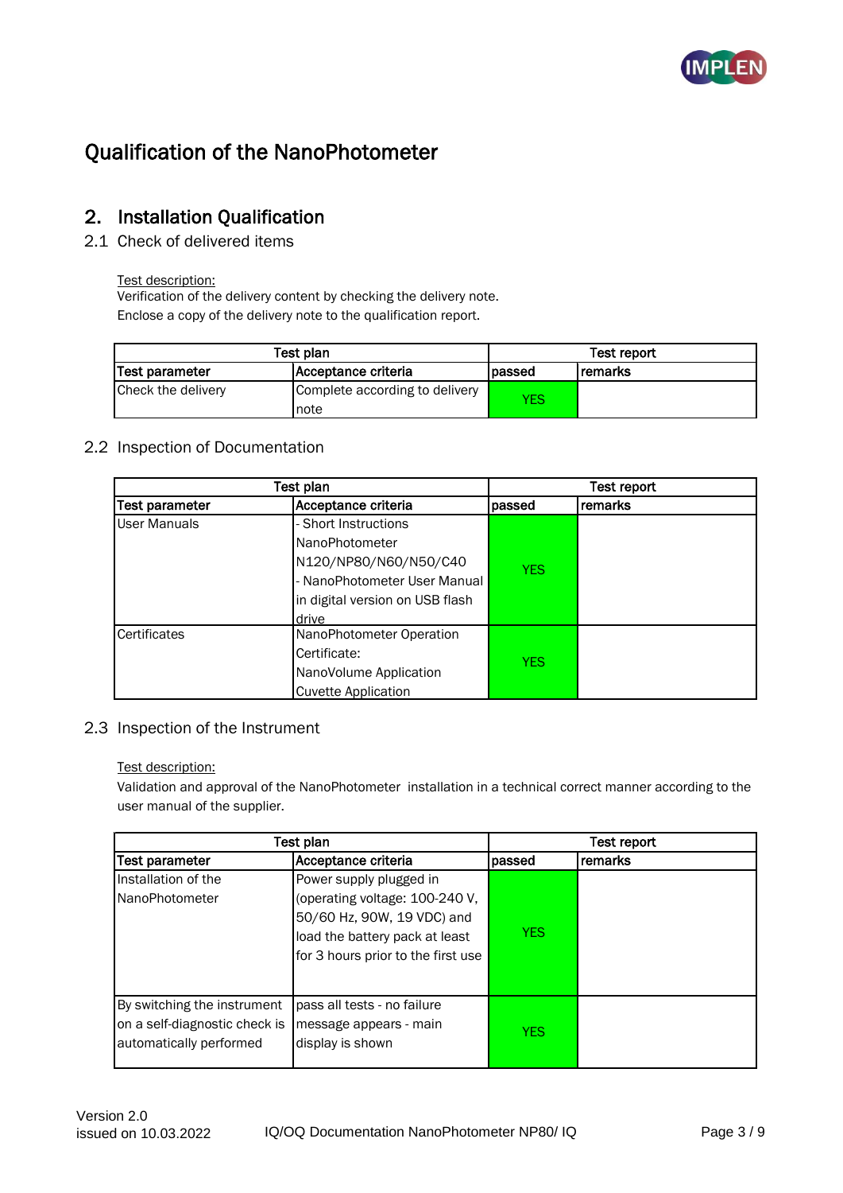# Qualification of the NanoPhotometer

## 2. Installation Qualification

### 2.1 Check of delivered items

Test description:
Verification of the delivery content by checking the delivery note.
Enclose a copy of the delivery note to the qualification report.

| Test plan | | Test report | |
|---|---|---|---|
| **Test parameter** | **Acceptance criteria** | **passed** | **remarks** |
| Check the delivery | Complete according to delivery note | YES | |

### 2.2 Inspection of Documentation

| Test plan | | Test report | |
|---|---|---|---|
| **Test parameter** | **Acceptance criteria** | **passed** | **remarks** |
| User Manuals | - Short Instructions NanoPhotometer N120/NP80/N60/N50/C40<br>- NanoPhotometer User Manual in digital version on USB flash drive | YES | |
| Certificates | NanoPhotometer Operation Certificate:<br>NanoVolume Application<br>Cuvette Application | YES | |

### 2.3 Inspection of the Instrument

Test description:
Validation and approval of the NanoPhotometer installation in a technical correct manner according to the user manual of the supplier.

| Test plan | | Test report | |
|---|---|---|---|
| **Test parameter** | **Acceptance criteria** | **passed** | **remarks** |
| Installation of the NanoPhotometer | Power supply plugged in (operating voltage: 100-240 V, 50/60 Hz, 90W, 19 VDC) and load the battery pack at least for 3 hours prior to the first use | YES | |
| By switching the instrument on a self-diagnostic check is automatically performed | pass all tests - no failure message appears - main display is shown | YES | |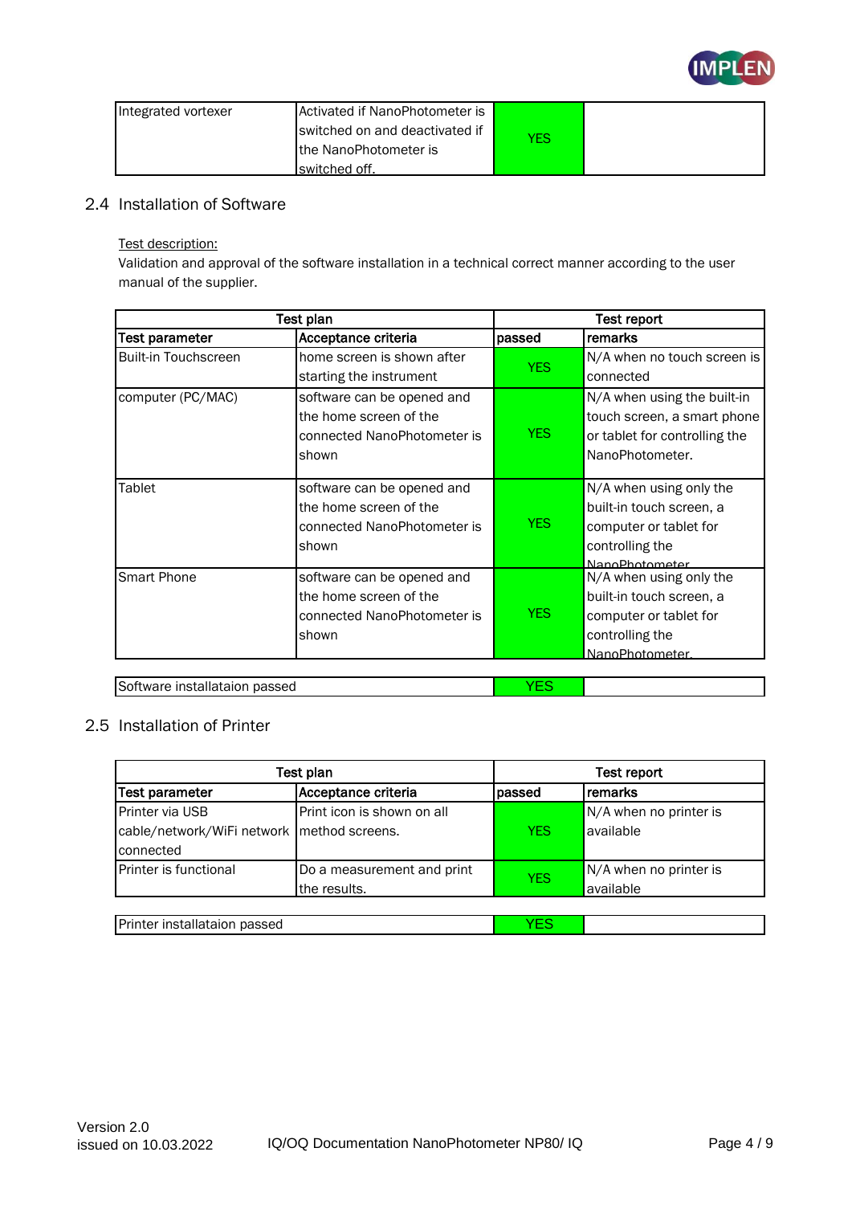| Integrated vortexer | Activated if NanoPhotometer is switched on and deactivated if the NanoPhotometer is switched off. | YES | |
|---|---|---|---|

## 2.4 Installation of Software

Test description:
Validation and approval of the software installation in a technical correct manner according to the user manual of the supplier.

| Test plan | | Test report | |
|---|---|---|---|
| **Test parameter** | **Acceptance criteria** | **passed** | **remarks** |
| Built-in Touchscreen | home screen is shown after starting the instrument | YES | N/A when no touch screen is connected |
| computer (PC/MAC) | software can be opened and the home screen of the connected NanoPhotometer is shown | YES | N/A when using the built-in touch screen, a smart phone or tablet for controlling the NanoPhotometer. |
| Tablet | software can be opened and the home screen of the connected NanoPhotometer is shown | YES | N/A when using only the built-in touch screen, a computer or tablet for controlling the NanoPhotometer |
| Smart Phone | software can be opened and the home screen of the connected NanoPhotometer is shown | YES | N/A when using only the built-in touch screen, a computer or tablet for controlling the NanoPhotometer. |

| Software installataion passed | YES | |
|---|---|---|

## 2.5 Installation of Printer

| Test plan | | Test report | |
|---|---|---|---|
| **Test parameter** | **Acceptance criteria** | **passed** | **remarks** |
| Printer via USB cable/network/WiFi network connected | Print icon is shown on all method screens. | YES | N/A when no printer is available |
| Printer is functional | Do a measurement and print the results. | YES | N/A when no printer is available |

| Printer installataion passed | YES | |
|---|---|---|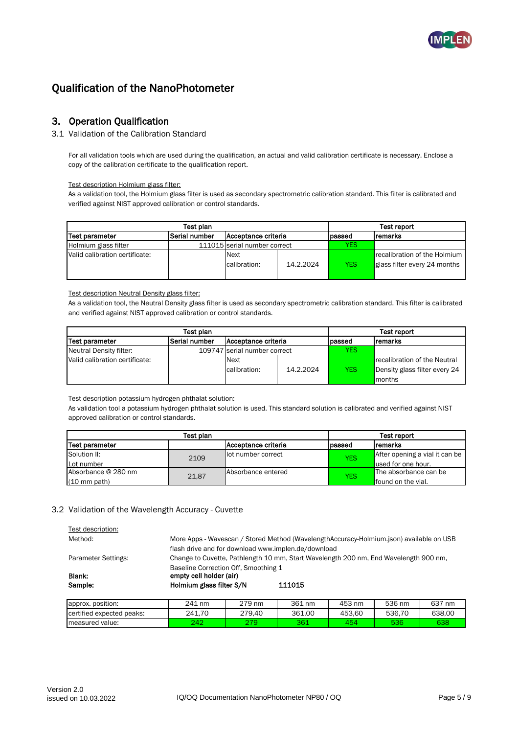# Qualification of the NanoPhotometer

## 3. Operation Qualification

### 3.1 Validation of the Calibration Standard

For all validation tools which are used during the qualification, an actual and valid calibration certificate is necessary. Enclose a copy of the calibration certificate to the qualification report.

Test description Holmium glass filter:

As a validation tool, the Holmium glass filter is used as secondary spectrometric calibration standard. This filter is calibrated and verified against NIST approved calibration or control standards.

| Test plan | | | | Test report | |
|---|---|---|---|---|---|
| **Test parameter** | **Serial number** | **Acceptance criteria** | | **passed** | **remarks** |
| Holmium glass filter | 111015 | serial number correct | | YES | |
| Valid calibration certificate: | | Next calibration: | 14.2.2024 | YES | recalibration of the Holmium glass filter every 24 months |

Test description Neutral Density glass filter:

As a validation tool, the Neutral Density glass filter is used as secondary spectrometric calibration standard. This filter is calibrated and verified against NIST approved calibration or control standards.

| Test plan | | | | Test report | |
|---|---|---|---|---|---|
| **Test parameter** | **Serial number** | **Acceptance criteria** | | **passed** | **remarks** |
| Neutral Density filter: | 109747 | serial number correct | | YES | |
| Valid calibration certificate: | | Next calibration: | 14.2.2024 | YES | recalibration of the Neutral Density glass filter every 24 months |

Test description potassium hydrogen phthalat solution:

As validation tool a potassium hydrogen phthalat solution is used. This standard solution is calibrated and verified against NIST approved calibration or control standards.

| Test plan | | | Test report | |
|---|---|---|---|---|
| **Test parameter** | | **Acceptance criteria** | **passed** | **remarks** |
| Solution II: Lot number | 2109 | lot number correct | YES | After opening a vial it can be used for one hour. |
| Absorbance @ 280 nm (10 mm path) | 21,87 | Absorbance entered | YES | The absorbance can be found on the vial. |

### 3.2 Validation of the Wavelength Accuracy - Cuvette

Test description:

Method: More Apps - Wavescan / Stored Method (WavelengthAccuracy-Holmium.json) available on USB flash drive and for download www.implen.de/download

Parameter Settings: Change to Cuvette, Pathlength 10 mm, Start Wavelength 200 nm, End Wavelength 900 nm, Baseline Correction Off, Smoothing 1

**Blank:** **empty cell holder (air)**

**Sample:** **Holmium glass filter S/N 111015**

| approx. position: | 241 nm | 279 nm | 361 nm | 453 nm | 536 nm | 637 nm |
|---|---|---|---|---|---|---|
| certified expected peaks: | 241,70 | 279,40 | 361,00 | 453,60 | 536,70 | 638,00 |
| measured value: | 242 | 279 | 361 | 454 | 536 | 638 |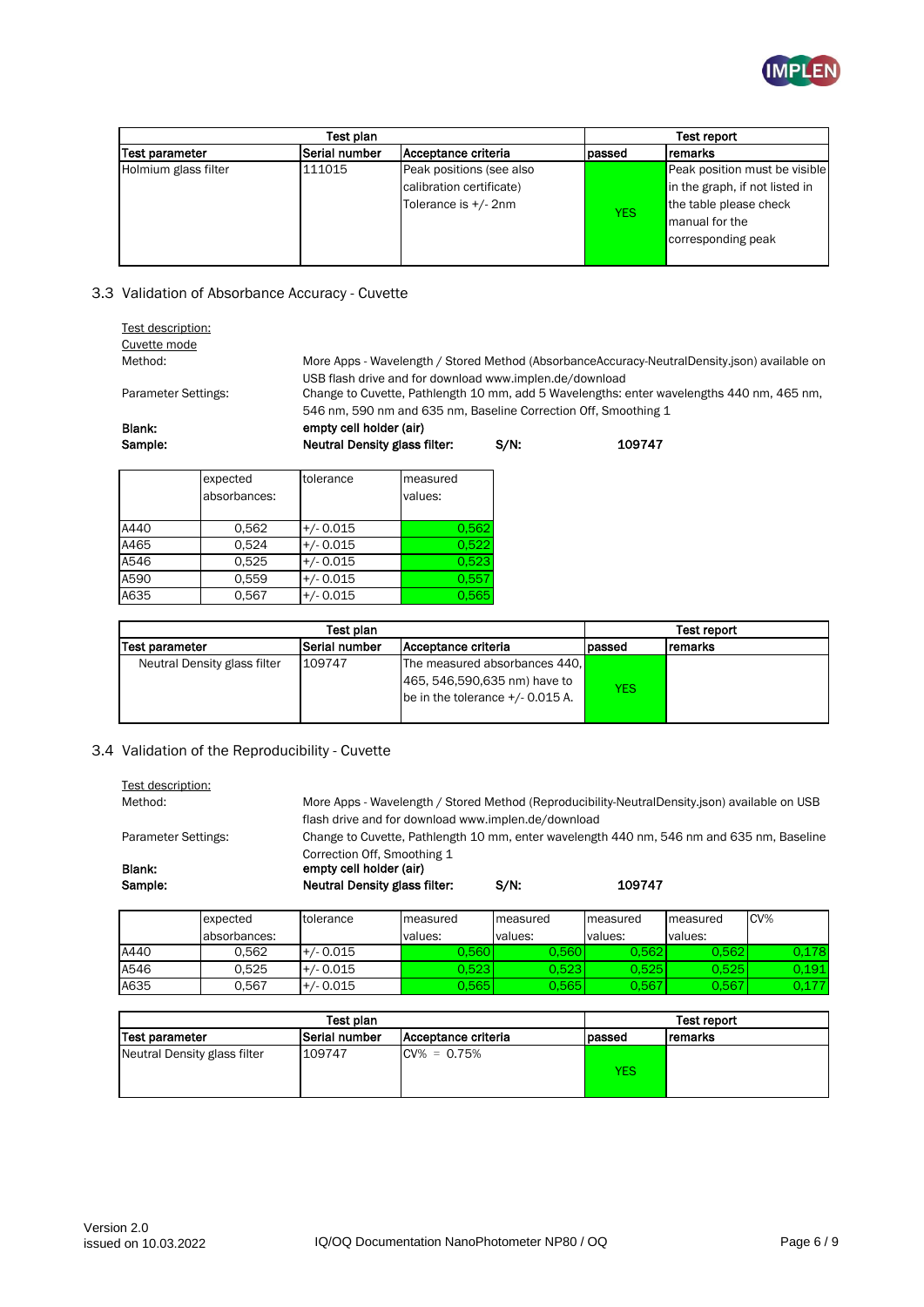| Test plan | | | Test report | |
|---|---|---|---|---|
| **Test parameter** | **Serial number** | **Acceptance criteria** | **passed** | **remarks** |
| Holmium glass filter | 111015 | Peak positions (see also calibration certificate) Tolerance is +/- 2nm | YES | Peak position must be visible in the graph, if not listed in the table please check manual for the corresponding peak |

## 3.3 Validation of Absorbance Accuracy - Cuvette

Test description:
Cuvette mode

Method: More Apps - Wavelength / Stored Method (AbsorbanceAccuracy-NeutralDensity.json) available on USB flash drive and for download www.implen.de/download

Parameter Settings: Change to Cuvette, Pathlength 10 mm, add 5 Wavelengths: enter wavelengths 440 nm, 465 nm, 546 nm, 590 nm and 635 nm, Baseline Correction Off, Smoothing 1

**Blank:** **empty cell holder (air)**

**Sample:** **Neutral Density glass filter: S/N: 109747**

| | expected absorbances: | tolerance | measured values: |
|---|---|---|---|
| A440 | 0,562 | +/- 0.015 | 0,562 |
| A465 | 0,524 | +/- 0.015 | 0,522 |
| A546 | 0,525 | +/- 0.015 | 0,523 |
| A590 | 0,559 | +/- 0.015 | 0,557 |
| A635 | 0,567 | +/- 0.015 | 0,565 |

| Test plan | | | Test report | |
|---|---|---|---|---|
| **Test parameter** | **Serial number** | **Acceptance criteria** | **passed** | **remarks** |
| Neutral Density glass filter | 109747 | The measured absorbances 440, 465, 546,590,635 nm) have to be in the tolerance +/- 0.015 A. | YES | |

## 3.4 Validation of the Reproducibility - Cuvette

Test description:

Method: More Apps - Wavelength / Stored Method (Reproducibility-NeutralDensity.json) available on USB flash drive and for download www.implen.de/download

Parameter Settings: Change to Cuvette, Pathlength 10 mm, enter wavelength 440 nm, 546 nm and 635 nm, Baseline Correction Off, Smoothing 1

**Blank:** **empty cell holder (air)**

**Sample:** **Neutral Density glass filter: S/N: 109747**

| | expected absorbances: | tolerance | measured values: | measured values: | measured values: | measured values: | CV% |
|---|---|---|---|---|---|---|---|
| A440 | 0,562 | +/- 0.015 | 0,560 | 0,560 | 0,562 | 0,562 | 0,178 |
| A546 | 0,525 | +/- 0.015 | 0,523 | 0,523 | 0,525 | 0,525 | 0,191 |
| A635 | 0,567 | +/- 0.015 | 0,565 | 0,565 | 0,567 | 0,567 | 0,177 |

| Test plan | | | Test report | |
|---|---|---|---|---|
| **Test parameter** | **Serial number** | **Acceptance criteria** | **passed** | **remarks** |
| Neutral Density glass filter | 109747 | CV% = 0.75% | YES | |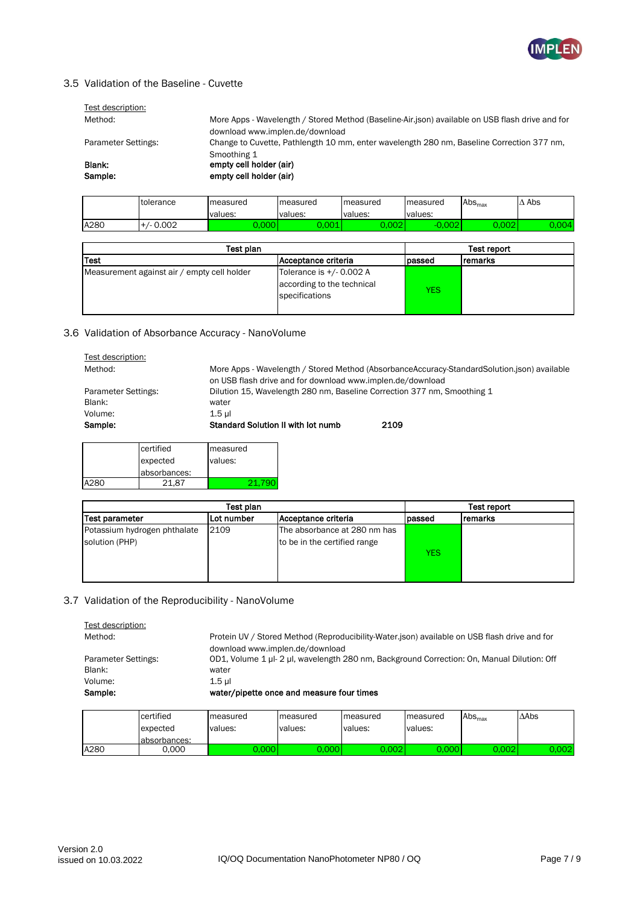## 3.5 Validation of the Baseline - Cuvette

Test description:

Method: More Apps - Wavelength / Stored Method (Baseline-Air.json) available on USB flash drive and for download www.implen.de/download

Parameter Settings: Change to Cuvette, Pathlength 10 mm, enter wavelength 280 nm, Baseline Correction 377 nm, Smoothing 1

**Blank:** **empty cell holder (air)**

**Sample:** **empty cell holder (air)**

| | tolerance | measured values: | measured values: | measured values: | measured values: | $Abs_{max}$ | $\Delta$ Abs |
|---|---|---|---|---|---|---|---|
| A280 | +/- 0.002 | 0,000 | 0,001 | 0,002 | -0,002 | 0,002 | 0,004 |

| Test plan | | Test report | |
|---|---|---|---|
| **Test** | **Acceptance criteria** | **passed** | **remarks** |
| Measurement against air / empty cell holder | Tolerance is +/- 0.002 A according to the technical specifications | YES | |

## 3.6 Validation of Absorbance Accuracy - NanoVolume

Test description:

Method: More Apps - Wavelength / Stored Method (AbsorbanceAccuracy-StandardSolution.json) available on USB flash drive and for download www.implen.de/download

Parameter Settings: Dilution 15, Wavelength 280 nm, Baseline Correction 377 nm, Smoothing 1

Blank: water

Volume: 1.5 µl

**Sample:** **Standard Solution II with lot numb** **2109**

| | certified expected absorbances: | measured values: |
|---|---|---|
| A280 | 21,87 | 21,790 |

| Test plan | | | Test report | |
|---|---|---|---|---|
| **Test parameter** | **Lot number** | **Acceptance criteria** | **passed** | **remarks** |
| Potassium hydrogen phthalate solution (PHP) | 2109 | The absorbance at 280 nm has to be in the certified range | YES | |

## 3.7 Validation of the Reproducibility - NanoVolume

Test description:

Method: Protein UV / Stored Method (Reproducibility-Water.json) available on USB flash drive and for download www.implen.de/download

Parameter Settings: OD1, Volume 1 µl- 2 µl, wavelength 280 nm, Background Correction: On, Manual Dilution: Off

Blank: water

Volume: 1.5 µl

**Sample:** **water/pipette once and measure four times**

| | certified expected absorbances: | measured values: | measured values: | measured values: | measured values: | $Abs_{max}$ | $\Delta$Abs |
|---|---|---|---|---|---|---|---|
| A280 | 0,000 | 0,000 | 0,000 | 0,002 | 0,000 | 0,002 | 0,002 |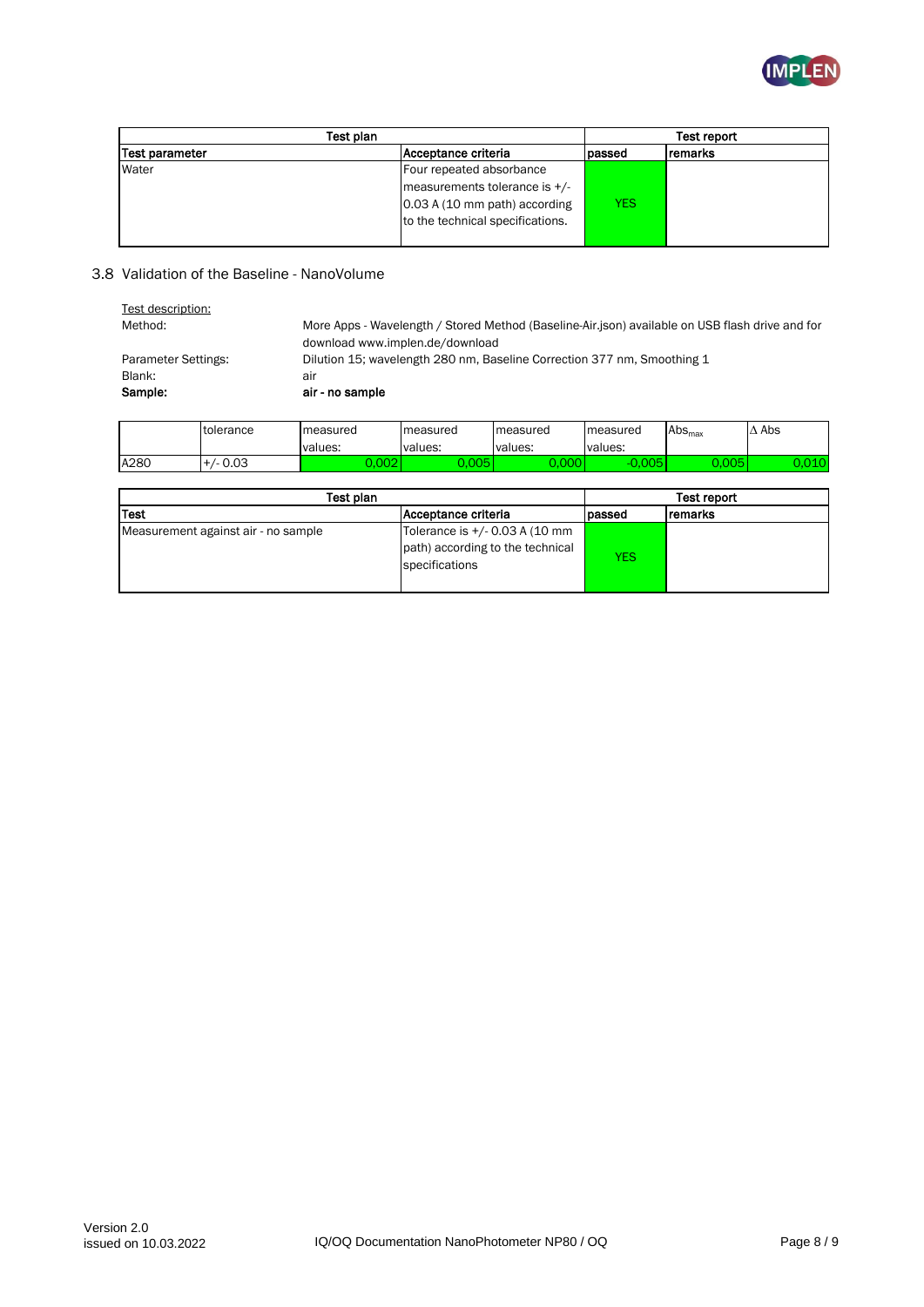| Test plan | | Test report | |
|---|---|---|---|
| **Test parameter** | **Acceptance criteria** | **passed** | **remarks** |
| Water | Four repeated absorbance measurements tolerance is +/- 0.03 A (10 mm path) according to the technical specifications. | YES | |

## 3.8 Validation of the Baseline - NanoVolume

Test description:

| | |
|---|---|
| Method: | More Apps - Wavelength / Stored Method (Baseline-Air.json) available on USB flash drive and for download www.implen.de/download |
| Parameter Settings: | Dilution 15; wavelength 280 nm, Baseline Correction 377 nm, Smoothing 1 |
| Blank: | air |
| **Sample:** | **air - no sample** |

| | tolerance | measured values: | measured values: | measured values: | measured values: | $Abs_{max}$ | $\Delta$ Abs |
|---|---|---|---|---|---|---|---|
| A280 | +/- 0.03 | 0,002 | 0,005 | 0,000 | -0,005 | 0,005 | 0,010 |

| Test plan | | Test report | |
|---|---|---|---|
| **Test** | **Acceptance criteria** | **passed** | **remarks** |
| Measurement against air - no sample | Tolerance is +/- 0.03 A (10 mm path) according to the technical specifications | YES | |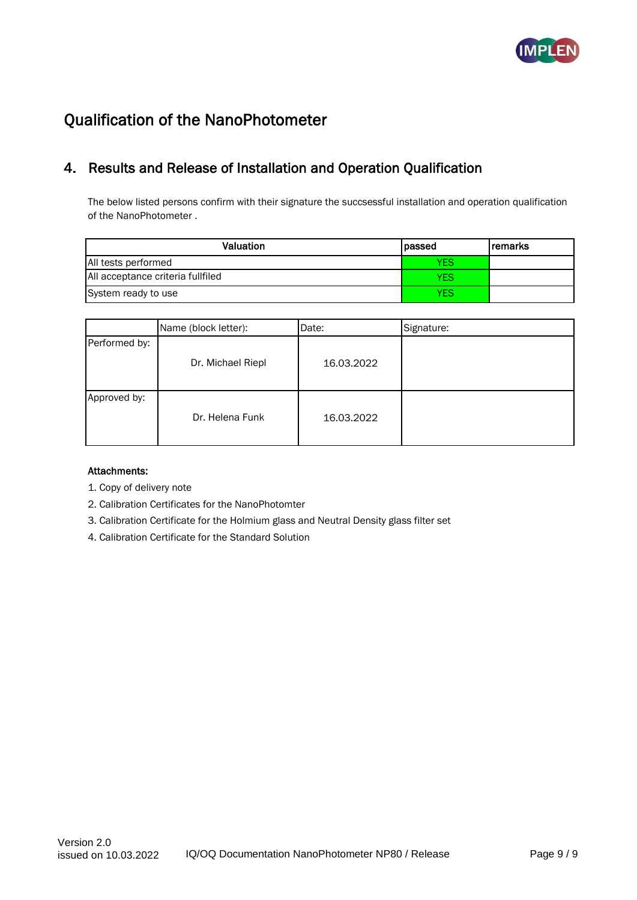# Qualification of the NanoPhotometer

## 4. Results and Release of Installation and Operation Qualification

The below listed persons confirm with their signature the succsessful installation and operation qualification of the NanoPhotometer .

| Valuation | passed | remarks |
|---|---|---|
| All tests performed | YES | |
| All acceptance criteria fullfiled | YES | |
| System ready to use | YES | |

| | Name (block letter): | Date: | Signature: |
|---|---|---|---|
| Performed by: | Dr. Michael Riepl | 16.03.2022 | |
| Approved by: | Dr. Helena Funk | 16.03.2022 | |

**Attachments:**

1. Copy of delivery note
2. Calibration Certificates for the NanoPhotomter
3. Calibration Certificate for the Holmium glass and Neutral Density glass filter set
4. Calibration Certificate for the Standard Solution